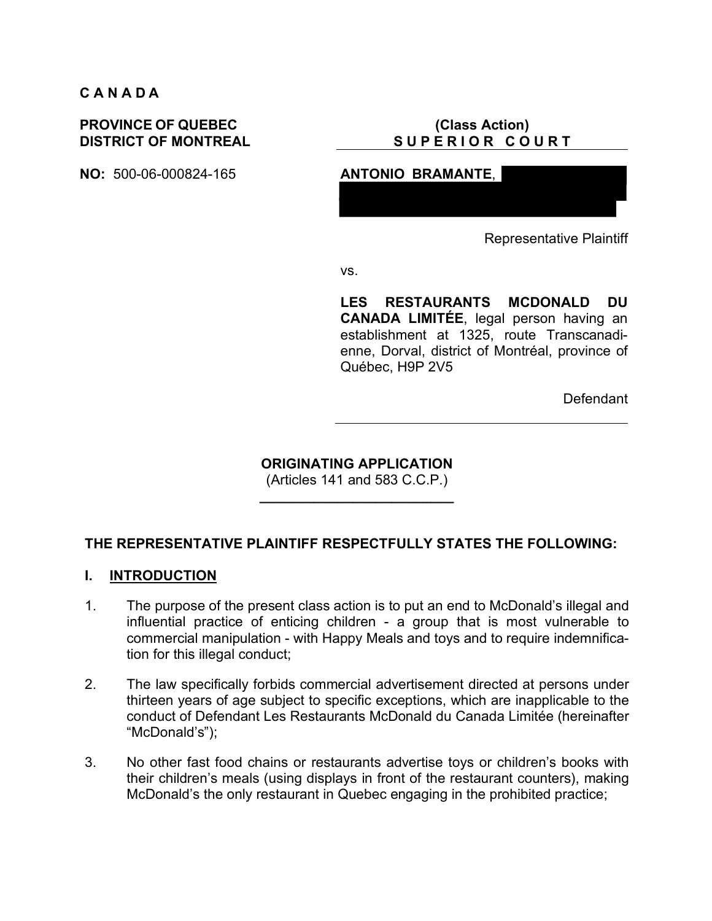**C A N A D A**

**PROVINCE OF QUEBEC**
**DISTRICT OF MONTREAL**

**NO:** 500-06-000824-165

**(Class Action)**
**S U P E R I O R   C O U R T**

**ANTONIO BRAMANTE**,

Representative Plaintiff

vs.

**LES RESTAURANTS MCDONALD DU CANADA LIMITÉE**, legal person having an establishment at 1325, route Transcanadienne, Dorval, district of Montréal, province of Québec, H9P 2V5

Defendant

---

**ORIGINATING APPLICATION**
(Articles 141 and 583 C.C.P.)

---

**THE REPRESENTATIVE PLAINTIFF RESPECTFULLY STATES THE FOLLOWING:**

## I. INTRODUCTION

1. The purpose of the present class action is to put an end to McDonald's illegal and influential practice of enticing children - a group that is most vulnerable to commercial manipulation - with Happy Meals and toys and to require indemnification for this illegal conduct;

2. The law specifically forbids commercial advertisement directed at persons under thirteen years of age subject to specific exceptions, which are inapplicable to the conduct of Defendant Les Restaurants McDonald du Canada Limitée (hereinafter "McDonald's");

3. No other fast food chains or restaurants advertise toys or children's books with their children's meals (using displays in front of the restaurant counters), making McDonald's the only restaurant in Quebec engaging in the prohibited practice;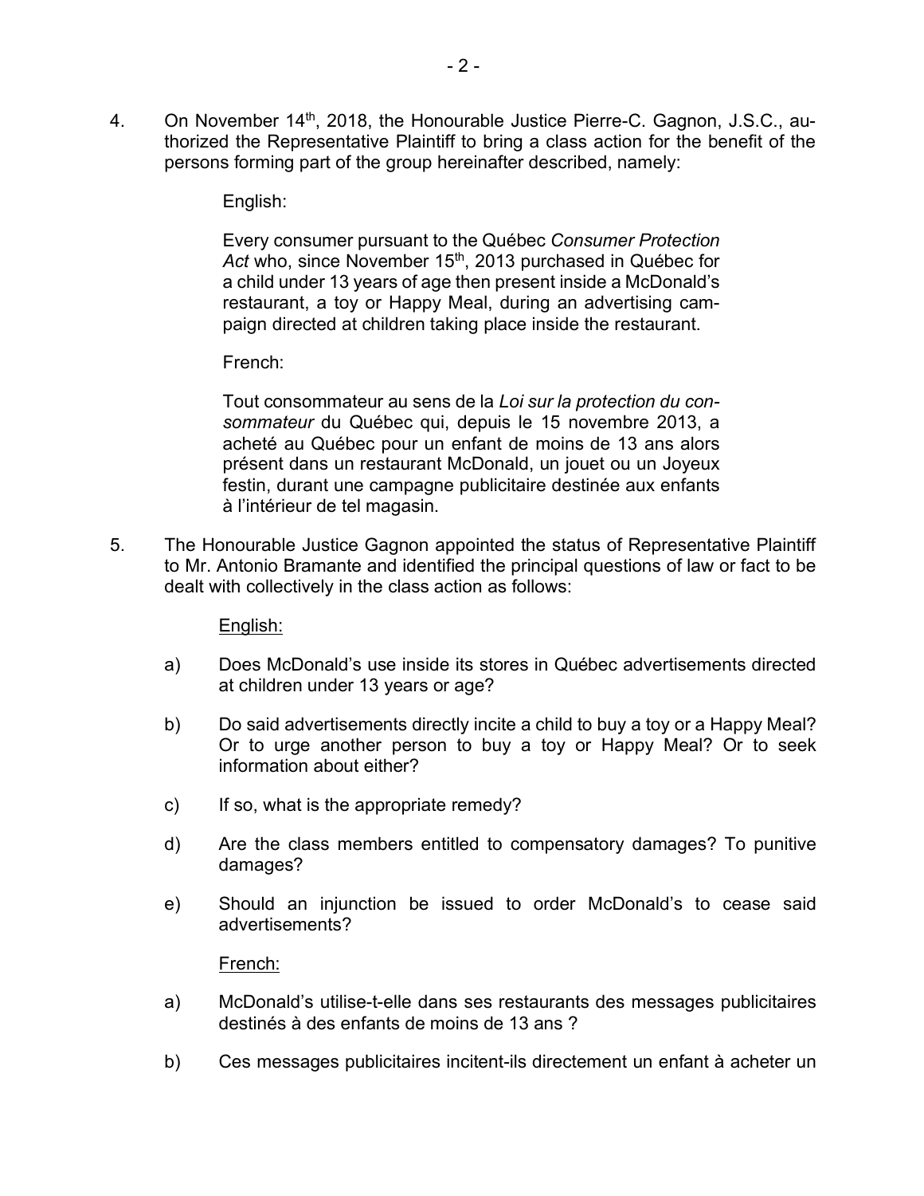4. On November 14th, 2018, the Honourable Justice Pierre-C. Gagnon, J.S.C., authorized the Representative Plaintiff to bring a class action for the benefit of the persons forming part of the group hereinafter described, namely:

   English:

   Every consumer pursuant to the Québec *Consumer Protection Act* who, since November 15th, 2013 purchased in Québec for a child under 13 years of age then present inside a McDonald's restaurant, a toy or Happy Meal, during an advertising campaign directed at children taking place inside the restaurant.

   French:

   Tout consommateur au sens de la *Loi sur la protection du consommateur* du Québec qui, depuis le 15 novembre 2013, a acheté au Québec pour un enfant de moins de 13 ans alors présent dans un restaurant McDonald, un jouet ou un Joyeux festin, durant une campagne publicitaire destinée aux enfants à l'intérieur de tel magasin.

5. The Honourable Justice Gagnon appointed the status of Representative Plaintiff to Mr. Antonio Bramante and identified the principal questions of law or fact to be dealt with collectively in the class action as follows:

   <u>English:</u>

   a) Does McDonald's use inside its stores in Québec advertisements directed at children under 13 years or age?

   b) Do said advertisements directly incite a child to buy a toy or a Happy Meal? Or to urge another person to buy a toy or Happy Meal? Or to seek information about either?

   c) If so, what is the appropriate remedy?

   d) Are the class members entitled to compensatory damages? To punitive damages?

   e) Should an injunction be issued to order McDonald's to cease said advertisements?

   <u>French:</u>

   a) McDonald's utilise-t-elle dans ses restaurants des messages publicitaires destinés à des enfants de moins de 13 ans ?

   b) Ces messages publicitaires incitent-ils directement un enfant à acheter un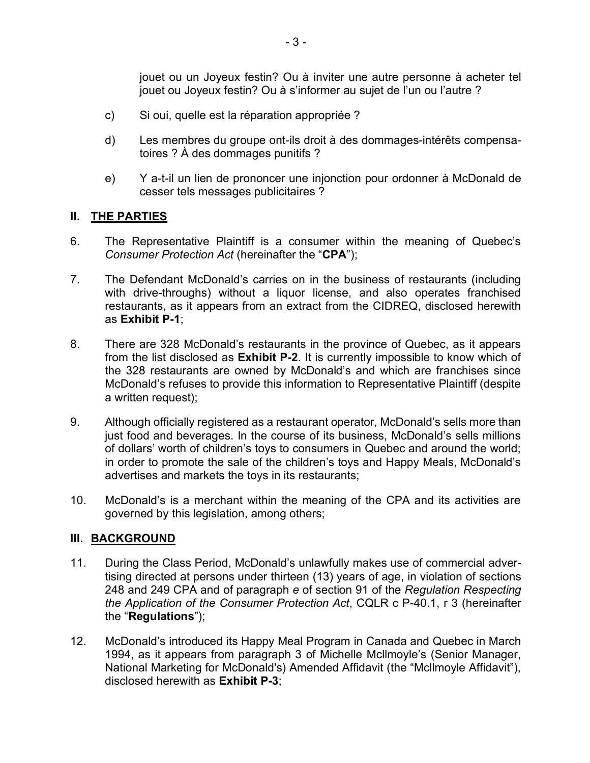jouet ou un Joyeux festin? Ou à inviter une autre personne à acheter tel jouet ou Joyeux festin? Ou à s'informer au sujet de l'un ou l'autre ?

c) Si oui, quelle est la réparation appropriée ?

d) Les membres du groupe ont-ils droit à des dommages-intérêts compensatoires ? À des dommages punitifs ?

e) Y a-t-il un lien de prononcer une injonction pour ordonner à McDonald de cesser tels messages publicitaires ?

## II. THE PARTIES

6. The Representative Plaintiff is a consumer within the meaning of Quebec's *Consumer Protection Act* (hereinafter the "**CPA**");

7. The Defendant McDonald's carries on in the business of restaurants (including with drive-throughs) without a liquor license, and also operates franchised restaurants, as it appears from an extract from the CIDREQ, disclosed herewith as **Exhibit P-1**;

8. There are 328 McDonald's restaurants in the province of Quebec, as it appears from the list disclosed as **Exhibit P-2**. It is currently impossible to know which of the 328 restaurants are owned by McDonald's and which are franchises since McDonald's refuses to provide this information to Representative Plaintiff (despite a written request);

9. Although officially registered as a restaurant operator, McDonald's sells more than just food and beverages. In the course of its business, McDonald's sells millions of dollars' worth of children's toys to consumers in Quebec and around the world; in order to promote the sale of the children's toys and Happy Meals, McDonald's advertises and markets the toys in its restaurants;

10. McDonald's is a merchant within the meaning of the CPA and its activities are governed by this legislation, among others;

## III. BACKGROUND

11. During the Class Period, McDonald's unlawfully makes use of commercial advertising directed at persons under thirteen (13) years of age, in violation of sections 248 and 249 CPA and of paragraph *e* of section 91 of the *Regulation Respecting the Application of the Consumer Protection Act*, CQLR c P-40.1, r 3 (hereinafter the "**Regulations**");

12. McDonald's introduced its Happy Meal Program in Canada and Quebec in March 1994, as it appears from paragraph 3 of Michelle McIlmoyle's (Senior Manager, National Marketing for McDonald's) Amended Affidavit (the "McIlmoyle Affidavit"), disclosed herewith as **Exhibit P-3**;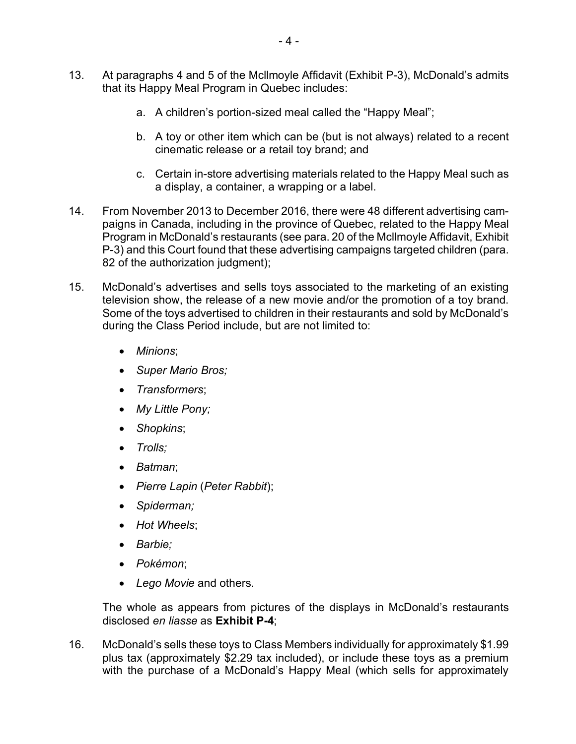13. At paragraphs 4 and 5 of the McIlmoyle Affidavit (Exhibit P-3), McDonald's admits that its Happy Meal Program in Quebec includes:

    a. A children's portion-sized meal called the "Happy Meal";

    b. A toy or other item which can be (but is not always) related to a recent cinematic release or a retail toy brand; and

    c. Certain in-store advertising materials related to the Happy Meal such as a display, a container, a wrapping or a label.

14. From November 2013 to December 2016, there were 48 different advertising campaigns in Canada, including in the province of Quebec, related to the Happy Meal Program in McDonald's restaurants (see para. 20 of the McIlmoyle Affidavit, Exhibit P-3) and this Court found that these advertising campaigns targeted children (para. 82 of the authorization judgment);

15. McDonald's advertises and sells toys associated to the marketing of an existing television show, the release of a new movie and/or the promotion of a toy brand. Some of the toys advertised to children in their restaurants and sold by McDonald's during the Class Period include, but are not limited to:

    - *Minions*;
    - *Super Mario Bros;*
    - *Transformers*;
    - *My Little Pony;*
    - *Shopkins*;
    - *Trolls;*
    - *Batman*;
    - *Pierre Lapin* (*Peter Rabbit*);
    - *Spiderman;*
    - *Hot Wheels*;
    - *Barbie;*
    - *Pokémon*;
    - *Lego Movie* and others.

    The whole as appears from pictures of the displays in McDonald's restaurants disclosed *en liasse* as **Exhibit P-4**;

16. McDonald's sells these toys to Class Members individually for approximately $1.99 plus tax (approximately $2.29 tax included), or include these toys as a premium with the purchase of a McDonald's Happy Meal (which sells for approximately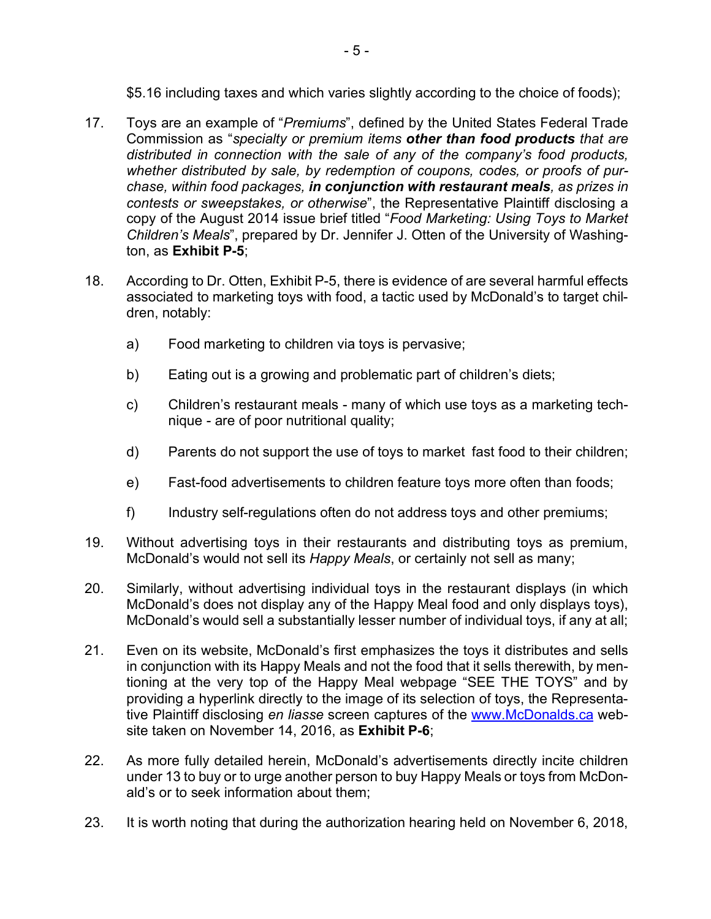$5.16 including taxes and which varies slightly according to the choice of foods);

17. Toys are an example of "*Premiums*", defined by the United States Federal Trade Commission as "*specialty or premium items **other than food products** that are distributed in connection with the sale of any of the company's food products, whether distributed by sale, by redemption of coupons, codes, or proofs of purchase, within food packages, **in conjunction with restaurant meals**, as prizes in contests or sweepstakes, or otherwise*", the Representative Plaintiff disclosing a copy of the August 2014 issue brief titled "*Food Marketing: Using Toys to Market Children's Meals*", prepared by Dr. Jennifer J. Otten of the University of Washington, as **Exhibit P-5**;

18. According to Dr. Otten, Exhibit P-5, there is evidence of are several harmful effects associated to marketing toys with food, a tactic used by McDonald's to target children, notably:

    a) Food marketing to children via toys is pervasive;

    b) Eating out is a growing and problematic part of children's diets;

    c) Children's restaurant meals - many of which use toys as a marketing technique - are of poor nutritional quality;

    d) Parents do not support the use of toys to market fast food to their children;

    e) Fast-food advertisements to children feature toys more often than foods;

    f) Industry self-regulations often do not address toys and other premiums;

19. Without advertising toys in their restaurants and distributing toys as premium, McDonald's would not sell its *Happy Meals*, or certainly not sell as many;

20. Similarly, without advertising individual toys in the restaurant displays (in which McDonald's does not display any of the Happy Meal food and only displays toys), McDonald's would sell a substantially lesser number of individual toys, if any at all;

21. Even on its website, McDonald's first emphasizes the toys it distributes and sells in conjunction with its Happy Meals and not the food that it sells therewith, by mentioning at the very top of the Happy Meal webpage "SEE THE TOYS" and by providing a hyperlink directly to the image of its selection of toys, the Representative Plaintiff disclosing *en liasse* screen captures of the www.McDonalds.ca website taken on November 14, 2016, as **Exhibit P-6**;

22. As more fully detailed herein, McDonald's advertisements directly incite children under 13 to buy or to urge another person to buy Happy Meals or toys from McDonald's or to seek information about them;

23. It is worth noting that during the authorization hearing held on November 6, 2018,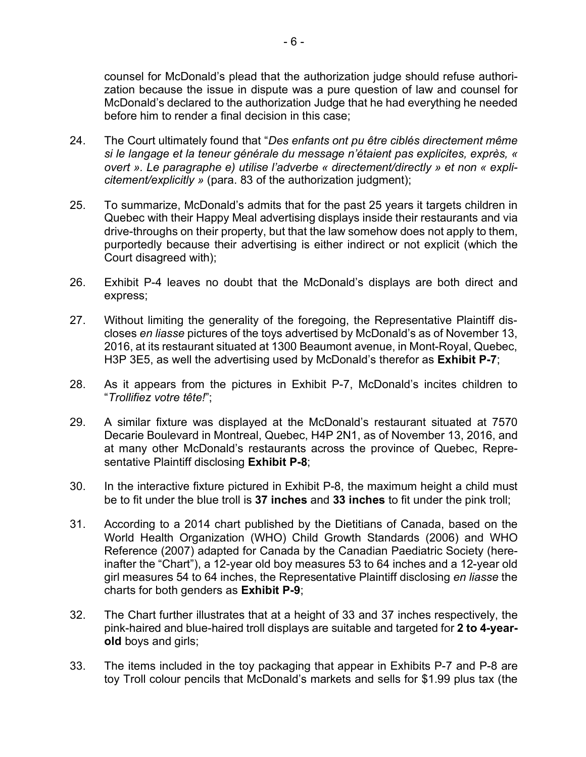counsel for McDonald's plead that the authorization judge should refuse authorization because the issue in dispute was a pure question of law and counsel for McDonald's declared to the authorization Judge that he had everything he needed before him to render a final decision in this case;

24. The Court ultimately found that "*Des enfants ont pu être ciblés directement même si le langage et la teneur générale du message n'étaient pas explicites, exprès, « overt ». Le paragraphe e) utilise l'adverbe « directement/directly » et non « explicitement/explicitly »* (para. 83 of the authorization judgment);

25. To summarize, McDonald's admits that for the past 25 years it targets children in Quebec with their Happy Meal advertising displays inside their restaurants and via drive-throughs on their property, but that the law somehow does not apply to them, purportedly because their advertising is either indirect or not explicit (which the Court disagreed with);

26. Exhibit P-4 leaves no doubt that the McDonald's displays are both direct and express;

27. Without limiting the generality of the foregoing, the Representative Plaintiff discloses *en liasse* pictures of the toys advertised by McDonald's as of November 13, 2016, at its restaurant situated at 1300 Beaumont avenue, in Mont-Royal, Quebec, H3P 3E5, as well the advertising used by McDonald's therefor as **Exhibit P-7**;

28. As it appears from the pictures in Exhibit P-7, McDonald's incites children to "*Trollifiez votre tête!*";

29. A similar fixture was displayed at the McDonald's restaurant situated at 7570 Decarie Boulevard in Montreal, Quebec, H4P 2N1, as of November 13, 2016, and at many other McDonald's restaurants across the province of Quebec, Representative Plaintiff disclosing **Exhibit P-8**;

30. In the interactive fixture pictured in Exhibit P-8, the maximum height a child must be to fit under the blue troll is **37 inches** and **33 inches** to fit under the pink troll;

31. According to a 2014 chart published by the Dietitians of Canada, based on the World Health Organization (WHO) Child Growth Standards (2006) and WHO Reference (2007) adapted for Canada by the Canadian Paediatric Society (hereinafter the "Chart"), a 12-year old boy measures 53 to 64 inches and a 12-year old girl measures 54 to 64 inches, the Representative Plaintiff disclosing *en liasse* the charts for both genders as **Exhibit P-9**;

32. The Chart further illustrates that at a height of 33 and 37 inches respectively, the pink-haired and blue-haired troll displays are suitable and targeted for **2 to 4-year-old** boys and girls;

33. The items included in the toy packaging that appear in Exhibits P-7 and P-8 are toy Troll colour pencils that McDonald's markets and sells for $1.99 plus tax (the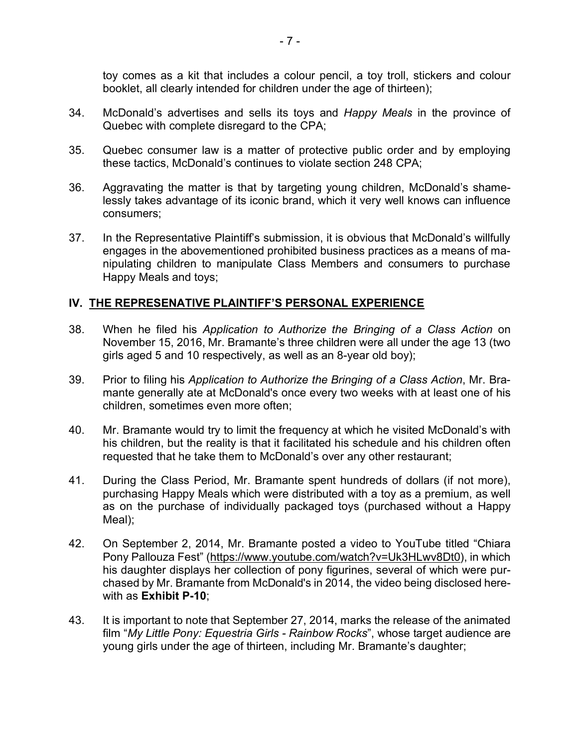toy comes as a kit that includes a colour pencil, a toy troll, stickers and colour booklet, all clearly intended for children under the age of thirteen);

34. McDonald's advertises and sells its toys and *Happy Meals* in the province of Quebec with complete disregard to the CPA;

35. Quebec consumer law is a matter of protective public order and by employing these tactics, McDonald's continues to violate section 248 CPA;

36. Aggravating the matter is that by targeting young children, McDonald's shamelessly takes advantage of its iconic brand, which it very well knows can influence consumers;

37. In the Representative Plaintiff's submission, it is obvious that McDonald's willfully engages in the abovementioned prohibited business practices as a means of manipulating children to manipulate Class Members and consumers to purchase Happy Meals and toys;

## IV. THE REPRESENATIVE PLAINTIFF'S PERSONAL EXPERIENCE

38. When he filed his *Application to Authorize the Bringing of a Class Action* on November 15, 2016, Mr. Bramante's three children were all under the age 13 (two girls aged 5 and 10 respectively, as well as an 8-year old boy);

39. Prior to filing his *Application to Authorize the Bringing of a Class Action*, Mr. Bramante generally ate at McDonald's once every two weeks with at least one of his children, sometimes even more often;

40. Mr. Bramante would try to limit the frequency at which he visited McDonald's with his children, but the reality is that it facilitated his schedule and his children often requested that he take them to McDonald's over any other restaurant;

41. During the Class Period, Mr. Bramante spent hundreds of dollars (if not more), purchasing Happy Meals which were distributed with a toy as a premium, as well as on the purchase of individually packaged toys (purchased without a Happy Meal);

42. On September 2, 2014, Mr. Bramante posted a video to YouTube titled "Chiara Pony Pallouza Fest" (https://www.youtube.com/watch?v=Uk3HLwv8Dt0), in which his daughter displays her collection of pony figurines, several of which were purchased by Mr. Bramante from McDonald's in 2014, the video being disclosed herewith as **Exhibit P-10**;

43. It is important to note that September 27, 2014, marks the release of the animated film "*My Little Pony: Equestria Girls - Rainbow Rocks*", whose target audience are young girls under the age of thirteen, including Mr. Bramante's daughter;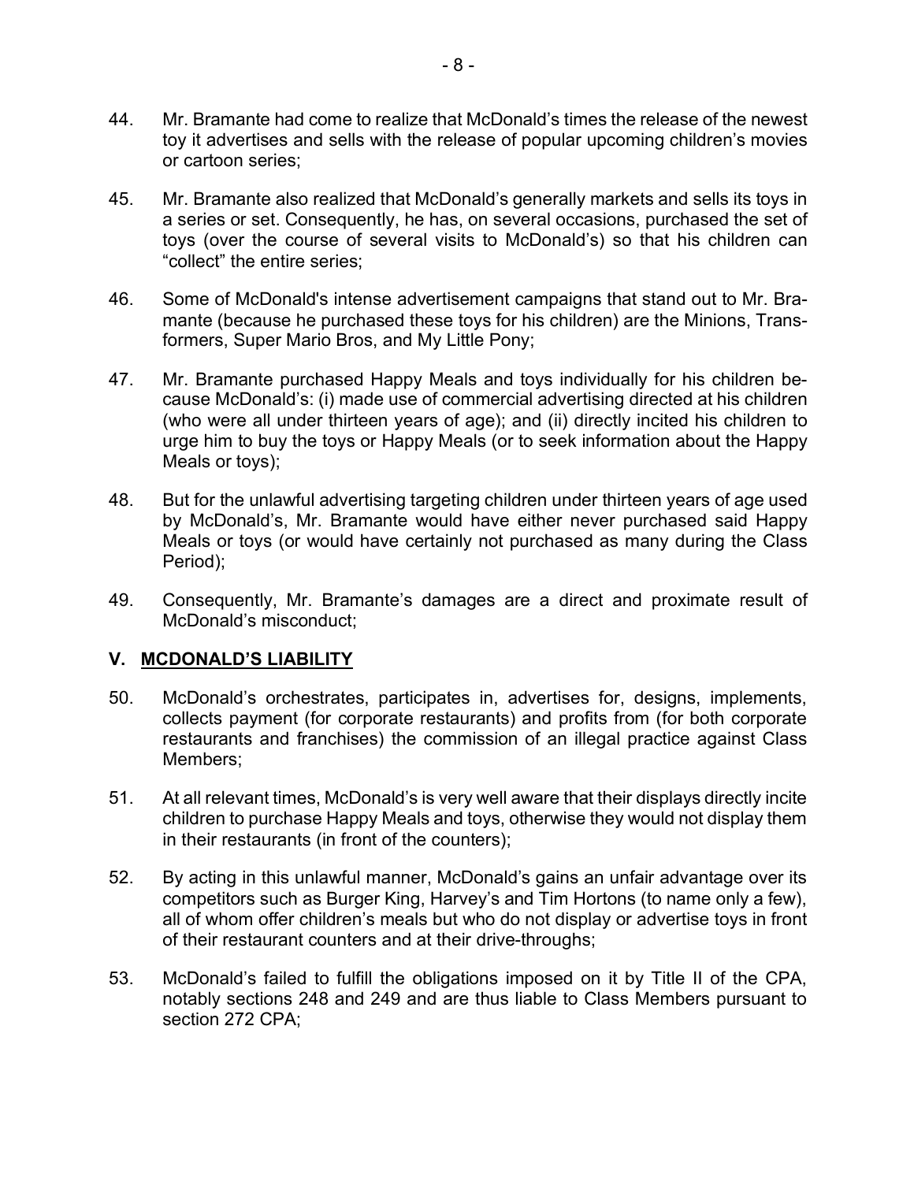44. Mr. Bramante had come to realize that McDonald's times the release of the newest toy it advertises and sells with the release of popular upcoming children's movies or cartoon series;

45. Mr. Bramante also realized that McDonald's generally markets and sells its toys in a series or set. Consequently, he has, on several occasions, purchased the set of toys (over the course of several visits to McDonald's) so that his children can "collect" the entire series;

46. Some of McDonald's intense advertisement campaigns that stand out to Mr. Bramante (because he purchased these toys for his children) are the Minions, Transformers, Super Mario Bros, and My Little Pony;

47. Mr. Bramante purchased Happy Meals and toys individually for his children because McDonald's: (i) made use of commercial advertising directed at his children (who were all under thirteen years of age); and (ii) directly incited his children to urge him to buy the toys or Happy Meals (or to seek information about the Happy Meals or toys);

48. But for the unlawful advertising targeting children under thirteen years of age used by McDonald's, Mr. Bramante would have either never purchased said Happy Meals or toys (or would have certainly not purchased as many during the Class Period);

49. Consequently, Mr. Bramante's damages are a direct and proximate result of McDonald's misconduct;

## V. <u>MCDONALD'S LIABILITY</u>

50. McDonald's orchestrates, participates in, advertises for, designs, implements, collects payment (for corporate restaurants) and profits from (for both corporate restaurants and franchises) the commission of an illegal practice against Class Members;

51. At all relevant times, McDonald's is very well aware that their displays directly incite children to purchase Happy Meals and toys, otherwise they would not display them in their restaurants (in front of the counters);

52. By acting in this unlawful manner, McDonald's gains an unfair advantage over its competitors such as Burger King, Harvey's and Tim Hortons (to name only a few), all of whom offer children's meals but who do not display or advertise toys in front of their restaurant counters and at their drive-throughs;

53. McDonald's failed to fulfill the obligations imposed on it by Title II of the CPA, notably sections 248 and 249 and are thus liable to Class Members pursuant to section 272 CPA;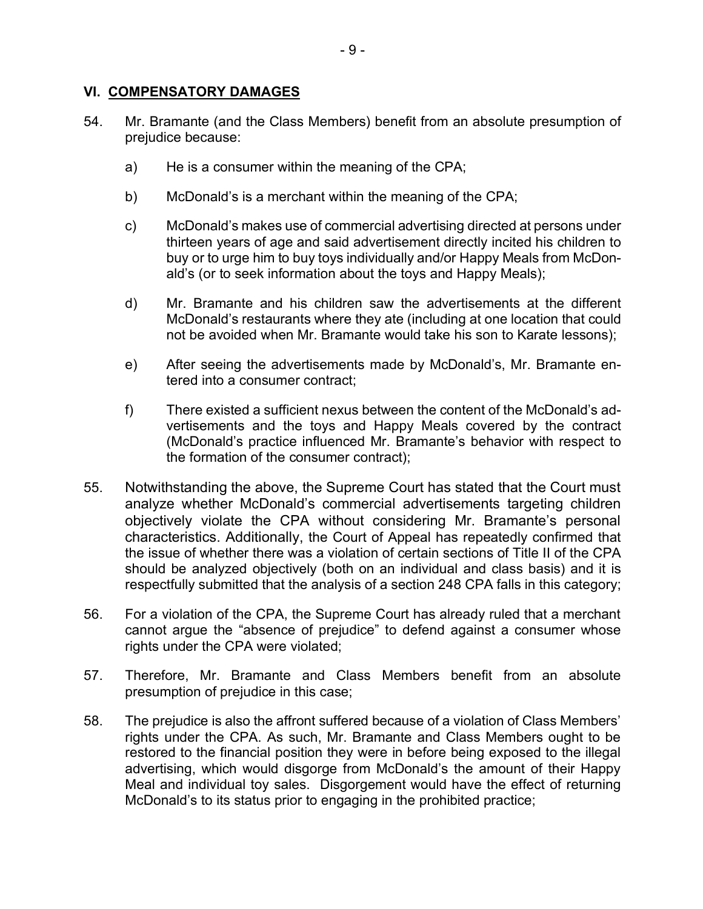## VI. COMPENSATORY DAMAGES

54. Mr. Bramante (and the Class Members) benefit from an absolute presumption of prejudice because:

    a) He is a consumer within the meaning of the CPA;

    b) McDonald's is a merchant within the meaning of the CPA;

    c) McDonald's makes use of commercial advertising directed at persons under thirteen years of age and said advertisement directly incited his children to buy or to urge him to buy toys individually and/or Happy Meals from McDonald's (or to seek information about the toys and Happy Meals);

    d) Mr. Bramante and his children saw the advertisements at the different McDonald's restaurants where they ate (including at one location that could not be avoided when Mr. Bramante would take his son to Karate lessons);

    e) After seeing the advertisements made by McDonald's, Mr. Bramante entered into a consumer contract;

    f) There existed a sufficient nexus between the content of the McDonald's advertisements and the toys and Happy Meals covered by the contract (McDonald's practice influenced Mr. Bramante's behavior with respect to the formation of the consumer contract);

55. Notwithstanding the above, the Supreme Court has stated that the Court must analyze whether McDonald's commercial advertisements targeting children objectively violate the CPA without considering Mr. Bramante's personal characteristics. Additionally, the Court of Appeal has repeatedly confirmed that the issue of whether there was a violation of certain sections of Title II of the CPA should be analyzed objectively (both on an individual and class basis) and it is respectfully submitted that the analysis of a section 248 CPA falls in this category;

56. For a violation of the CPA, the Supreme Court has already ruled that a merchant cannot argue the "absence of prejudice" to defend against a consumer whose rights under the CPA were violated;

57. Therefore, Mr. Bramante and Class Members benefit from an absolute presumption of prejudice in this case;

58. The prejudice is also the affront suffered because of a violation of Class Members' rights under the CPA. As such, Mr. Bramante and Class Members ought to be restored to the financial position they were in before being exposed to the illegal advertising, which would disgorge from McDonald's the amount of their Happy Meal and individual toy sales. Disgorgement would have the effect of returning McDonald's to its status prior to engaging in the prohibited practice;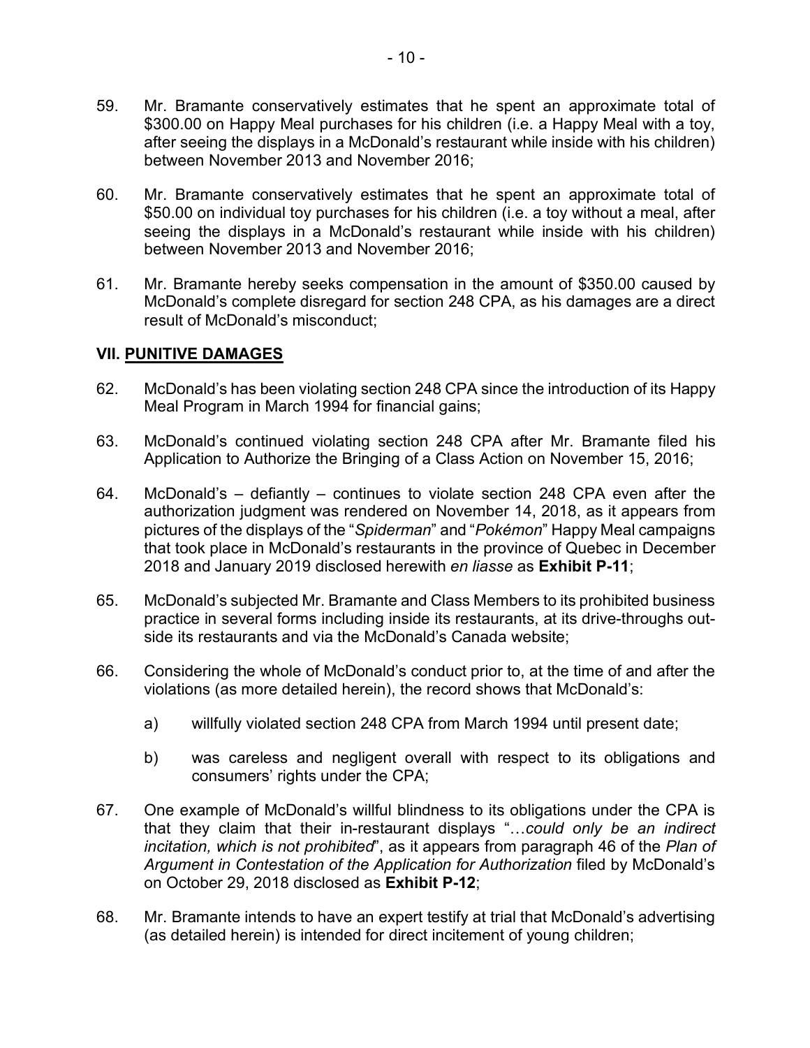59. Mr. Bramante conservatively estimates that he spent an approximate total of $300.00 on Happy Meal purchases for his children (i.e. a Happy Meal with a toy, after seeing the displays in a McDonald's restaurant while inside with his children) between November 2013 and November 2016;

60. Mr. Bramante conservatively estimates that he spent an approximate total of $50.00 on individual toy purchases for his children (i.e. a toy without a meal, after seeing the displays in a McDonald's restaurant while inside with his children) between November 2013 and November 2016;

61. Mr. Bramante hereby seeks compensation in the amount of $350.00 caused by McDonald's complete disregard for section 248 CPA, as his damages are a direct result of McDonald's misconduct;

## VII. <u>PUNITIVE DAMAGES</u>

62. McDonald's has been violating section 248 CPA since the introduction of its Happy Meal Program in March 1994 for financial gains;

63. McDonald's continued violating section 248 CPA after Mr. Bramante filed his Application to Authorize the Bringing of a Class Action on November 15, 2016;

64. McDonald's – defiantly – continues to violate section 248 CPA even after the authorization judgment was rendered on November 14, 2018, as it appears from pictures of the displays of the "*Spiderman*" and "*Pokémon*" Happy Meal campaigns that took place in McDonald's restaurants in the province of Quebec in December 2018 and January 2019 disclosed herewith *en liasse* as **Exhibit P-11**;

65. McDonald's subjected Mr. Bramante and Class Members to its prohibited business practice in several forms including inside its restaurants, at its drive-throughs outside its restaurants and via the McDonald's Canada website;

66. Considering the whole of McDonald's conduct prior to, at the time of and after the violations (as more detailed herein), the record shows that McDonald's:

    a) willfully violated section 248 CPA from March 1994 until present date;

    b) was careless and negligent overall with respect to its obligations and consumers' rights under the CPA;

67. One example of McDonald's willful blindness to its obligations under the CPA is that they claim that their in-restaurant displays "…*could only be an indirect incitation, which is not prohibited*", as it appears from paragraph 46 of the *Plan of Argument in Contestation of the Application for Authorization* filed by McDonald's on October 29, 2018 disclosed as **Exhibit P-12**;

68. Mr. Bramante intends to have an expert testify at trial that McDonald's advertising (as detailed herein) is intended for direct incitement of young children;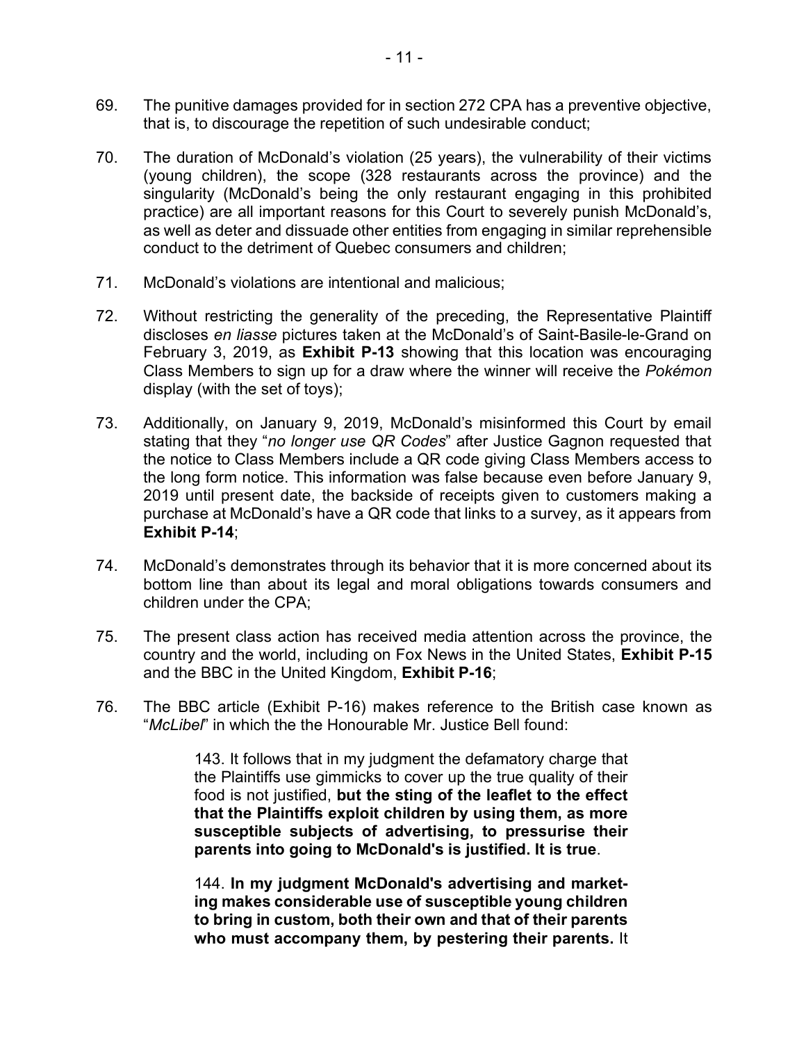69. The punitive damages provided for in section 272 CPA has a preventive objective, that is, to discourage the repetition of such undesirable conduct;

70. The duration of McDonald's violation (25 years), the vulnerability of their victims (young children), the scope (328 restaurants across the province) and the singularity (McDonald's being the only restaurant engaging in this prohibited practice) are all important reasons for this Court to severely punish McDonald's, as well as deter and dissuade other entities from engaging in similar reprehensible conduct to the detriment of Quebec consumers and children;

71. McDonald's violations are intentional and malicious;

72. Without restricting the generality of the preceding, the Representative Plaintiff discloses *en liasse* pictures taken at the McDonald's of Saint-Basile-le-Grand on February 3, 2019, as **Exhibit P-13** showing that this location was encouraging Class Members to sign up for a draw where the winner will receive the *Pokémon* display (with the set of toys);

73. Additionally, on January 9, 2019, McDonald's misinformed this Court by email stating that they "*no longer use QR Codes*" after Justice Gagnon requested that the notice to Class Members include a QR code giving Class Members access to the long form notice. This information was false because even before January 9, 2019 until present date, the backside of receipts given to customers making a purchase at McDonald's have a QR code that links to a survey, as it appears from **Exhibit P-14**;

74. McDonald's demonstrates through its behavior that it is more concerned about its bottom line than about its legal and moral obligations towards consumers and children under the CPA;

75. The present class action has received media attention across the province, the country and the world, including on Fox News in the United States, **Exhibit P-15** and the BBC in the United Kingdom, **Exhibit P-16**;

76. The BBC article (Exhibit P-16) makes reference to the British case known as "*McLibel*" in which the the Honourable Mr. Justice Bell found:

> 143. It follows that in my judgment the defamatory charge that the Plaintiffs use gimmicks to cover up the true quality of their food is not justified, **but the sting of the leaflet to the effect that the Plaintiffs exploit children by using them, as more susceptible subjects of advertising, to pressurise their parents into going to McDonald's is justified. It is true**.
>
> 144. **In my judgment McDonald's advertising and marketing makes considerable use of susceptible young children to bring in custom, both their own and that of their parents who must accompany them, by pestering their parents.** It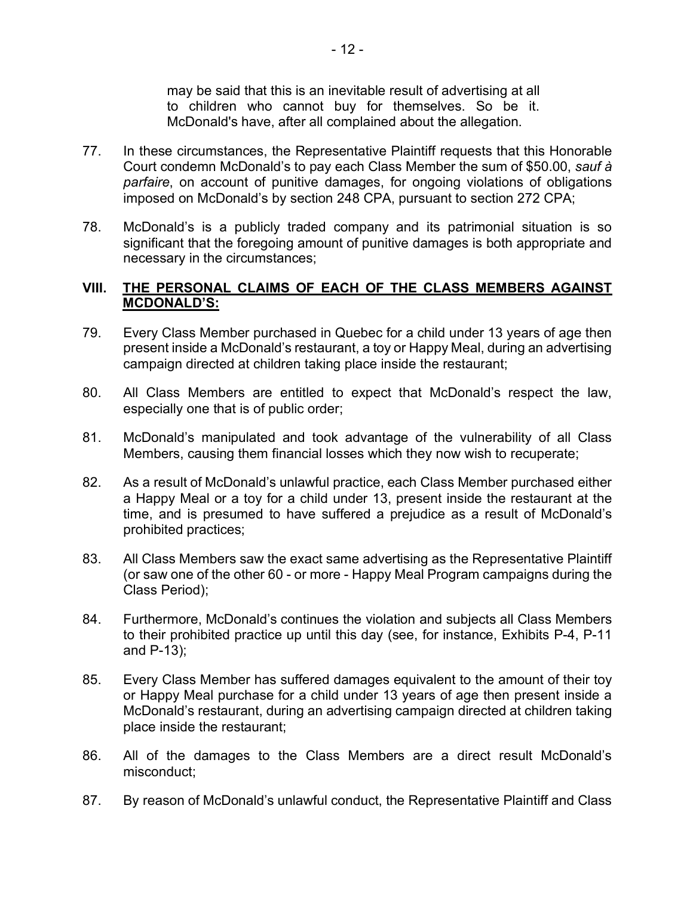> may be said that this is an inevitable result of advertising at all to children who cannot buy for themselves. So be it. McDonald's have, after all complained about the allegation.

77. In these circumstances, the Representative Plaintiff requests that this Honorable Court condemn McDonald's to pay each Class Member the sum of $50.00, *sauf à parfaire*, on account of punitive damages, for ongoing violations of obligations imposed on McDonald's by section 248 CPA, pursuant to section 272 CPA;

78. McDonald's is a publicly traded company and its patrimonial situation is so significant that the foregoing amount of punitive damages is both appropriate and necessary in the circumstances;

## VIII. <u>THE PERSONAL CLAIMS OF EACH OF THE CLASS MEMBERS AGAINST MCDONALD'S:</u>

79. Every Class Member purchased in Quebec for a child under 13 years of age then present inside a McDonald's restaurant, a toy or Happy Meal, during an advertising campaign directed at children taking place inside the restaurant;

80. All Class Members are entitled to expect that McDonald's respect the law, especially one that is of public order;

81. McDonald's manipulated and took advantage of the vulnerability of all Class Members, causing them financial losses which they now wish to recuperate;

82. As a result of McDonald's unlawful practice, each Class Member purchased either a Happy Meal or a toy for a child under 13, present inside the restaurant at the time, and is presumed to have suffered a prejudice as a result of McDonald's prohibited practices;

83. All Class Members saw the exact same advertising as the Representative Plaintiff (or saw one of the other 60 - or more - Happy Meal Program campaigns during the Class Period);

84. Furthermore, McDonald's continues the violation and subjects all Class Members to their prohibited practice up until this day (see, for instance, Exhibits P-4, P-11 and P-13);

85. Every Class Member has suffered damages equivalent to the amount of their toy or Happy Meal purchase for a child under 13 years of age then present inside a McDonald's restaurant, during an advertising campaign directed at children taking place inside the restaurant;

86. All of the damages to the Class Members are a direct result McDonald's misconduct;

87. By reason of McDonald's unlawful conduct, the Representative Plaintiff and Class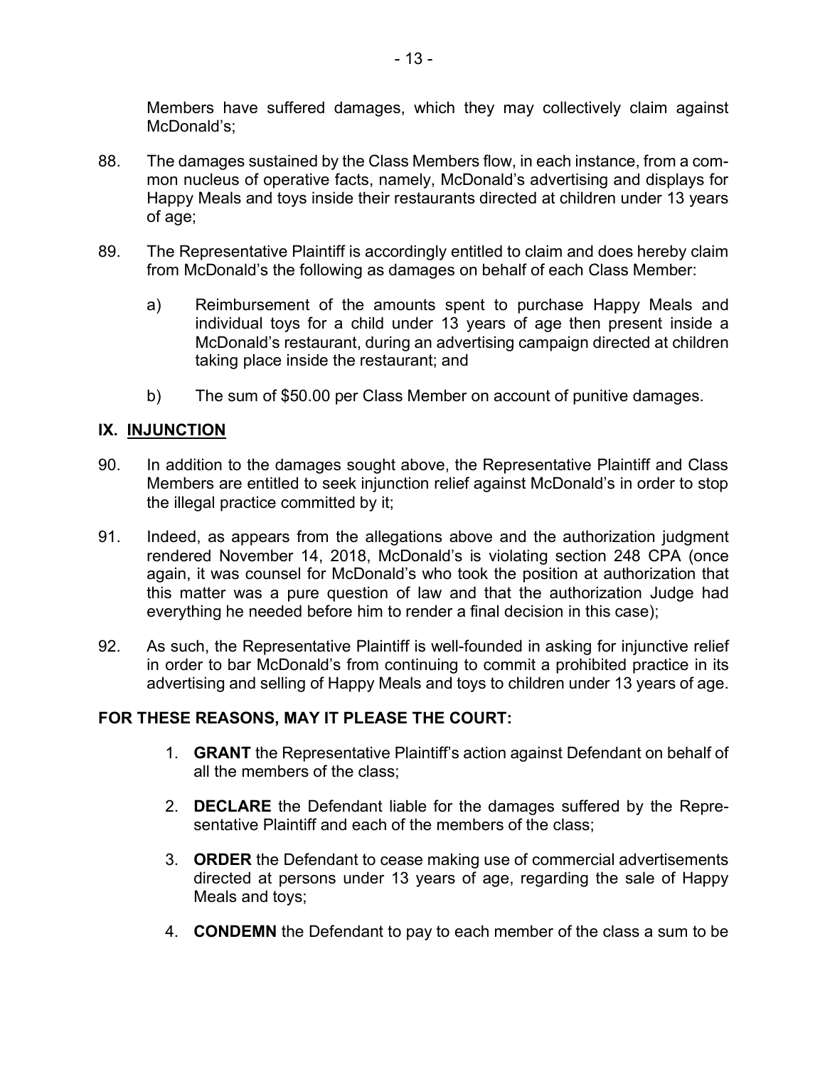Members have suffered damages, which they may collectively claim against McDonald's;

88. The damages sustained by the Class Members flow, in each instance, from a common nucleus of operative facts, namely, McDonald's advertising and displays for Happy Meals and toys inside their restaurants directed at children under 13 years of age;

89. The Representative Plaintiff is accordingly entitled to claim and does hereby claim from McDonald's the following as damages on behalf of each Class Member:

    a) Reimbursement of the amounts spent to purchase Happy Meals and individual toys for a child under 13 years of age then present inside a McDonald's restaurant, during an advertising campaign directed at children taking place inside the restaurant; and

    b) The sum of $50.00 per Class Member on account of punitive damages.

## IX. INJUNCTION

90. In addition to the damages sought above, the Representative Plaintiff and Class Members are entitled to seek injunction relief against McDonald's in order to stop the illegal practice committed by it;

91. Indeed, as appears from the allegations above and the authorization judgment rendered November 14, 2018, McDonald's is violating section 248 CPA (once again, it was counsel for McDonald's who took the position at authorization that this matter was a pure question of law and that the authorization Judge had everything he needed before him to render a final decision in this case);

92. As such, the Representative Plaintiff is well-founded in asking for injunctive relief in order to bar McDonald's from continuing to commit a prohibited practice in its advertising and selling of Happy Meals and toys to children under 13 years of age.

## FOR THESE REASONS, MAY IT PLEASE THE COURT:

1. **GRANT** the Representative Plaintiff's action against Defendant on behalf of all the members of the class;

2. **DECLARE** the Defendant liable for the damages suffered by the Representative Plaintiff and each of the members of the class;

3. **ORDER** the Defendant to cease making use of commercial advertisements directed at persons under 13 years of age, regarding the sale of Happy Meals and toys;

4. **CONDEMN** the Defendant to pay to each member of the class a sum to be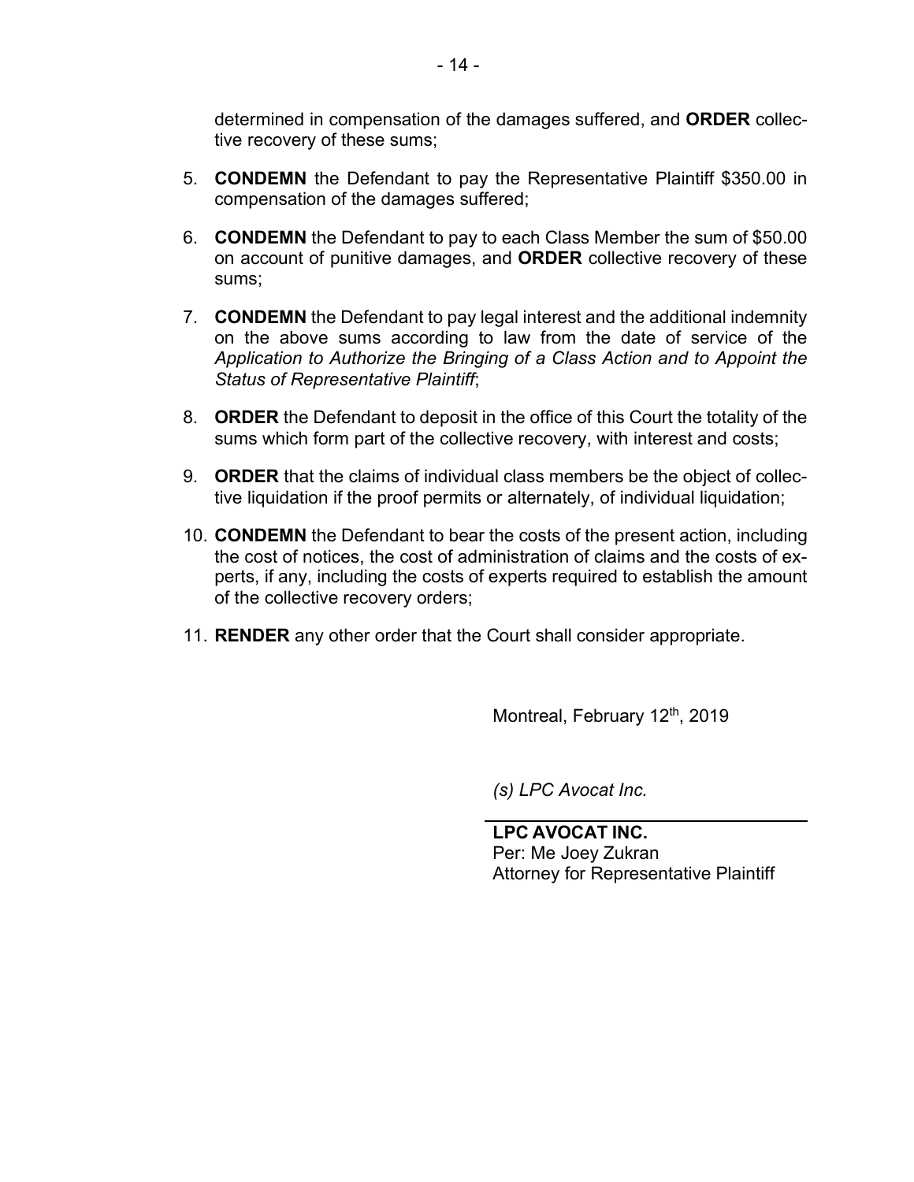determined in compensation of the damages suffered, and **ORDER** collective recovery of these sums;

5. **CONDEMN** the Defendant to pay the Representative Plaintiff $350.00 in compensation of the damages suffered;

6. **CONDEMN** the Defendant to pay to each Class Member the sum of $50.00 on account of punitive damages, and **ORDER** collective recovery of these sums;

7. **CONDEMN** the Defendant to pay legal interest and the additional indemnity on the above sums according to law from the date of service of the *Application to Authorize the Bringing of a Class Action and to Appoint the Status of Representative Plaintiff*;

8. **ORDER** the Defendant to deposit in the office of this Court the totality of the sums which form part of the collective recovery, with interest and costs;

9. **ORDER** that the claims of individual class members be the object of collective liquidation if the proof permits or alternately, of individual liquidation;

10. **CONDEMN** the Defendant to bear the costs of the present action, including the cost of notices, the cost of administration of claims and the costs of experts, if any, including the costs of experts required to establish the amount of the collective recovery orders;

11. **RENDER** any other order that the Court shall consider appropriate.

Montreal, February 12th, 2019

*(s) LPC Avocat Inc.*

**LPC AVOCAT INC.**
Per: Me Joey Zukran
Attorney for Representative Plaintiff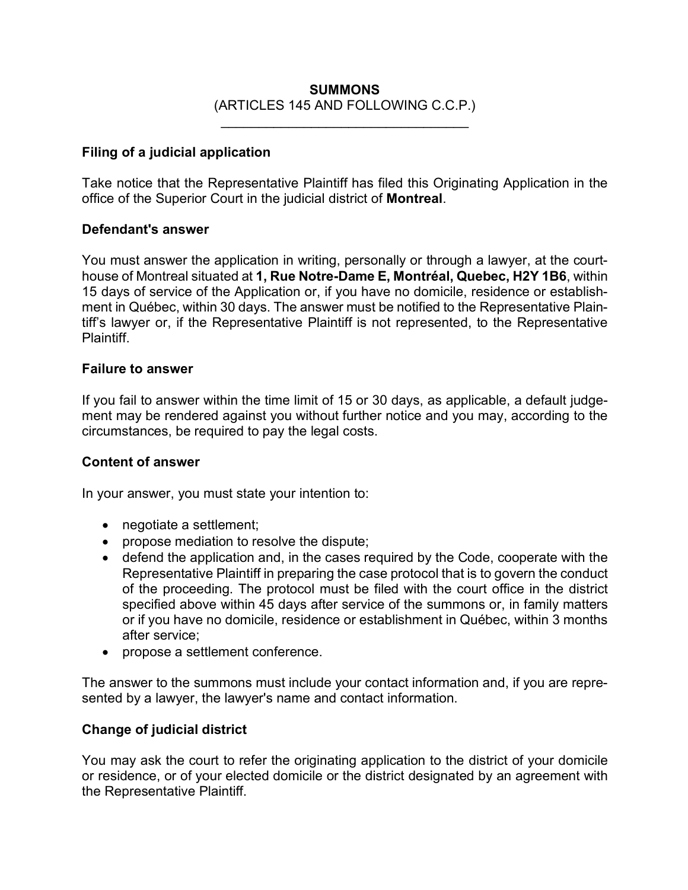# SUMMONS

(ARTICLES 145 AND FOLLOWING C.C.P.)

---

### Filing of a judicial application

Take notice that the Representative Plaintiff has filed this Originating Application in the office of the Superior Court in the judicial district of **Montreal**.

### Defendant's answer

You must answer the application in writing, personally or through a lawyer, at the courthouse of Montreal situated at **1, Rue Notre-Dame E, Montréal, Quebec, H2Y 1B6**, within 15 days of service of the Application or, if you have no domicile, residence or establishment in Québec, within 30 days. The answer must be notified to the Representative Plaintiff's lawyer or, if the Representative Plaintiff is not represented, to the Representative Plaintiff.

### Failure to answer

If you fail to answer within the time limit of 15 or 30 days, as applicable, a default judgement may be rendered against you without further notice and you may, according to the circumstances, be required to pay the legal costs.

### Content of answer

In your answer, you must state your intention to:

- negotiate a settlement;
- propose mediation to resolve the dispute;
- defend the application and, in the cases required by the Code, cooperate with the Representative Plaintiff in preparing the case protocol that is to govern the conduct of the proceeding. The protocol must be filed with the court office in the district specified above within 45 days after service of the summons or, in family matters or if you have no domicile, residence or establishment in Québec, within 3 months after service;
- propose a settlement conference.

The answer to the summons must include your contact information and, if you are represented by a lawyer, the lawyer's name and contact information.

### Change of judicial district

You may ask the court to refer the originating application to the district of your domicile or residence, or of your elected domicile or the district designated by an agreement with the Representative Plaintiff.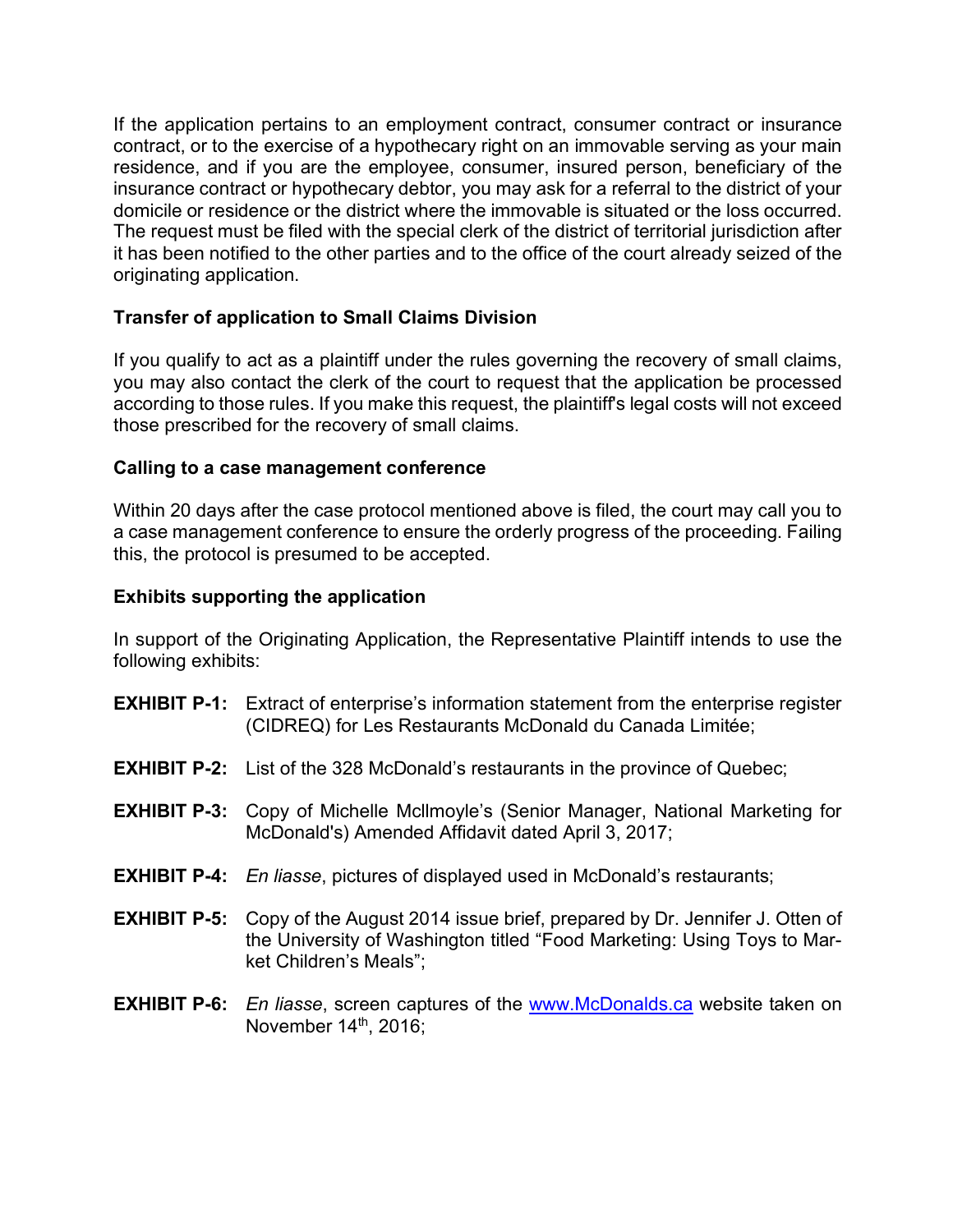If the application pertains to an employment contract, consumer contract or insurance contract, or to the exercise of a hypothecary right on an immovable serving as your main residence, and if you are the employee, consumer, insured person, beneficiary of the insurance contract or hypothecary debtor, you may ask for a referral to the district of your domicile or residence or the district where the immovable is situated or the loss occurred. The request must be filed with the special clerk of the district of territorial jurisdiction after it has been notified to the other parties and to the office of the court already seized of the originating application.

**Transfer of application to Small Claims Division**

If you qualify to act as a plaintiff under the rules governing the recovery of small claims, you may also contact the clerk of the court to request that the application be processed according to those rules. If you make this request, the plaintiff's legal costs will not exceed those prescribed for the recovery of small claims.

**Calling to a case management conference**

Within 20 days after the case protocol mentioned above is filed, the court may call you to a case management conference to ensure the orderly progress of the proceeding. Failing this, the protocol is presumed to be accepted.

**Exhibits supporting the application**

In support of the Originating Application, the Representative Plaintiff intends to use the following exhibits:

**EXHIBIT P-1:** Extract of enterprise's information statement from the enterprise register (CIDREQ) for Les Restaurants McDonald du Canada Limitée;

**EXHIBIT P-2:** List of the 328 McDonald's restaurants in the province of Quebec;

**EXHIBIT P-3:** Copy of Michelle McIlmoyle's (Senior Manager, National Marketing for McDonald's) Amended Affidavit dated April 3, 2017;

**EXHIBIT P-4:** *En liasse*, pictures of displayed used in McDonald's restaurants;

**EXHIBIT P-5:** Copy of the August 2014 issue brief, prepared by Dr. Jennifer J. Otten of the University of Washington titled "Food Marketing: Using Toys to Market Children's Meals";

**EXHIBIT P-6:** *En liasse*, screen captures of the www.McDonalds.ca website taken on November 14th, 2016;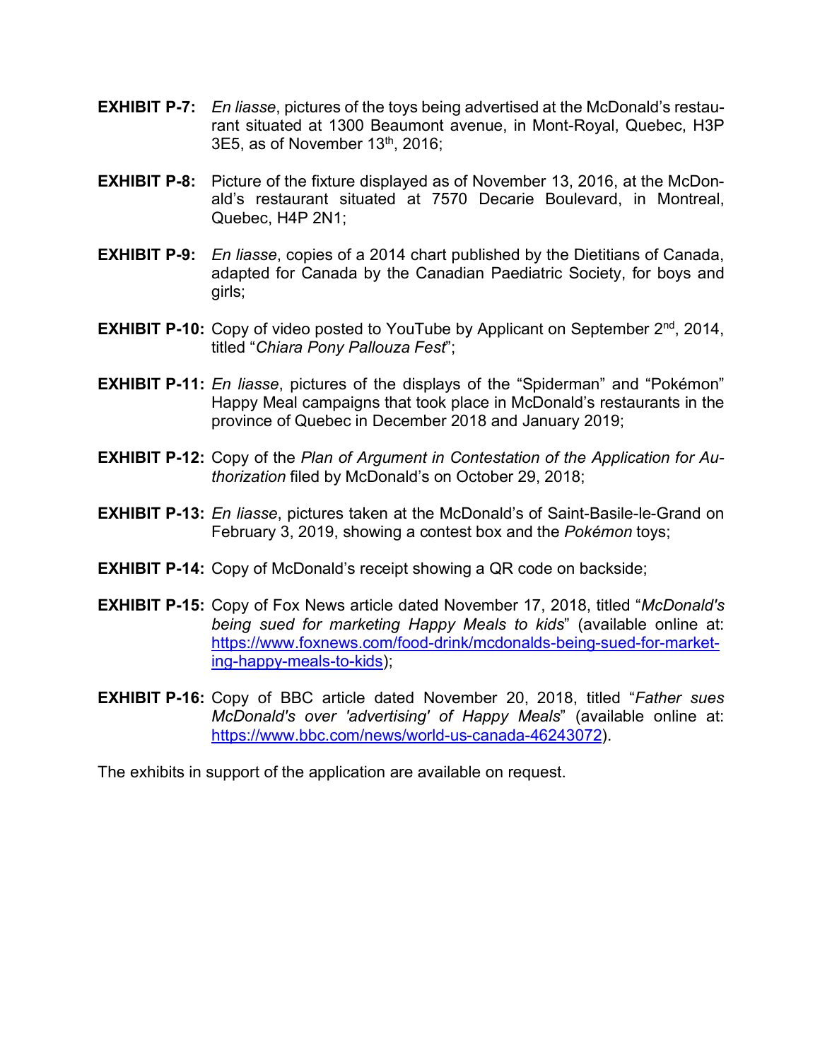**EXHIBIT P-7:** *En liasse*, pictures of the toys being advertised at the McDonald's restaurant situated at 1300 Beaumont avenue, in Mont-Royal, Quebec, H3P 3E5, as of November 13th, 2016;

**EXHIBIT P-8:** Picture of the fixture displayed as of November 13, 2016, at the McDonald's restaurant situated at 7570 Decarie Boulevard, in Montreal, Quebec, H4P 2N1;

**EXHIBIT P-9:** *En liasse*, copies of a 2014 chart published by the Dietitians of Canada, adapted for Canada by the Canadian Paediatric Society, for boys and girls;

**EXHIBIT P-10:** Copy of video posted to YouTube by Applicant on September 2nd, 2014, titled "*Chiara Pony Pallouza Fest*";

**EXHIBIT P-11:** *En liasse*, pictures of the displays of the "Spiderman" and "Pokémon" Happy Meal campaigns that took place in McDonald's restaurants in the province of Quebec in December 2018 and January 2019;

**EXHIBIT P-12:** Copy of the *Plan of Argument in Contestation of the Application for Authorization* filed by McDonald's on October 29, 2018;

**EXHIBIT P-13:** *En liasse*, pictures taken at the McDonald's of Saint-Basile-le-Grand on February 3, 2019, showing a contest box and the *Pokémon* toys;

**EXHIBIT P-14:** Copy of McDonald's receipt showing a QR code on backside;

**EXHIBIT P-15:** Copy of Fox News article dated November 17, 2018, titled "*McDonald's being sued for marketing Happy Meals to kids*" (available online at: https://www.foxnews.com/food-drink/mcdonalds-being-sued-for-marketing-happy-meals-to-kids);

**EXHIBIT P-16:** Copy of BBC article dated November 20, 2018, titled "*Father sues McDonald's over 'advertising' of Happy Meals*" (available online at: https://www.bbc.com/news/world-us-canada-46243072).

The exhibits in support of the application are available on request.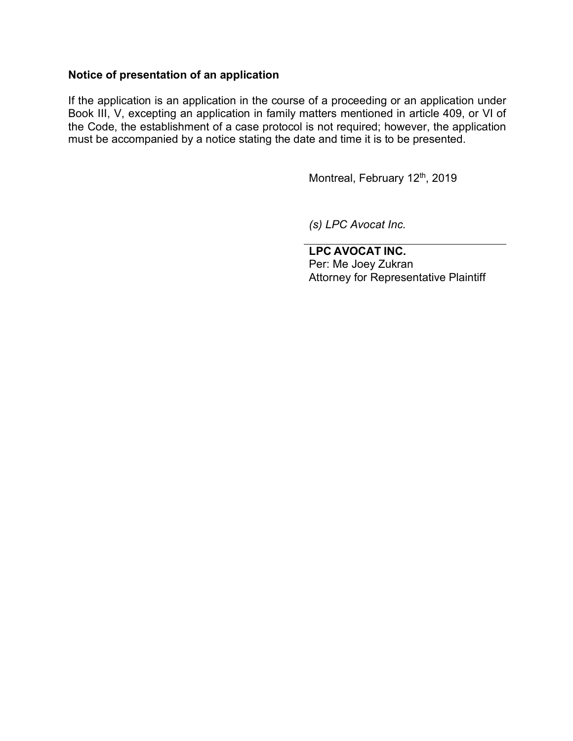**Notice of presentation of an application**

If the application is an application in the course of a proceeding or an application under Book III, V, excepting an application in family matters mentioned in article 409, or VI of the Code, the establishment of a case protocol is not required; however, the application must be accompanied by a notice stating the date and time it is to be presented.

Montreal, February 12th, 2019

*(s) LPC Avocat Inc.*

**LPC AVOCAT INC.**
Per: Me Joey Zukran
Attorney for Representative Plaintiff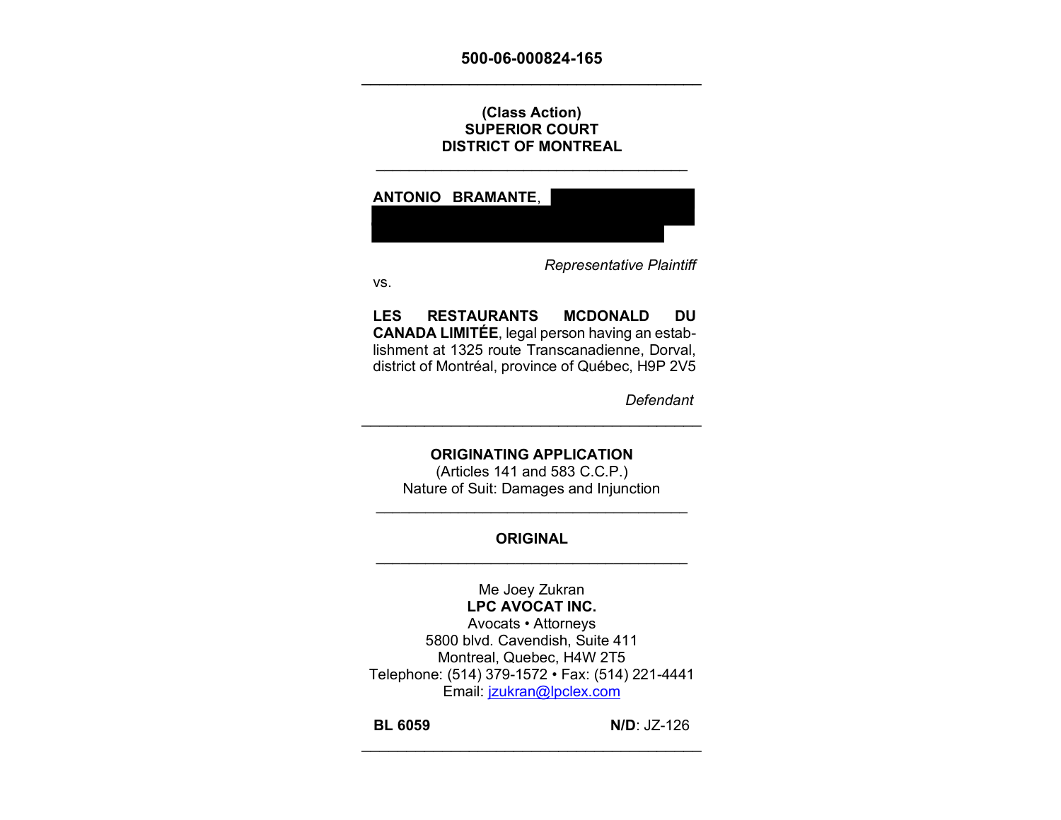**500-06-000824-165**

---

**(Class Action)**
**SUPERIOR COURT**
**DISTRICT OF MONTREAL**

---

**ANTONIO BRAMANTE**,

*Representative Plaintiff*

vs.

**LES RESTAURANTS MCDONALD DU CANADA LIMITÉE**, legal person having an establishment at 1325 route Transcanadienne, Dorval, district of Montréal, province of Québec, H9P 2V5

*Defendant*

---

**ORIGINATING APPLICATION**
(Articles 141 and 583 C.C.P.)
Nature of Suit: Damages and Injunction

---

**ORIGINAL**

---

Me Joey Zukran
**LPC AVOCAT INC.**
Avocats • Attorneys
5800 blvd. Cavendish, Suite 411
Montreal, Quebec, H4W 2T5
Telephone: (514) 379-1572 • Fax: (514) 221-4441
Email: jzukran@lpclex.com

**BL 6059** **N/D**: JZ-126